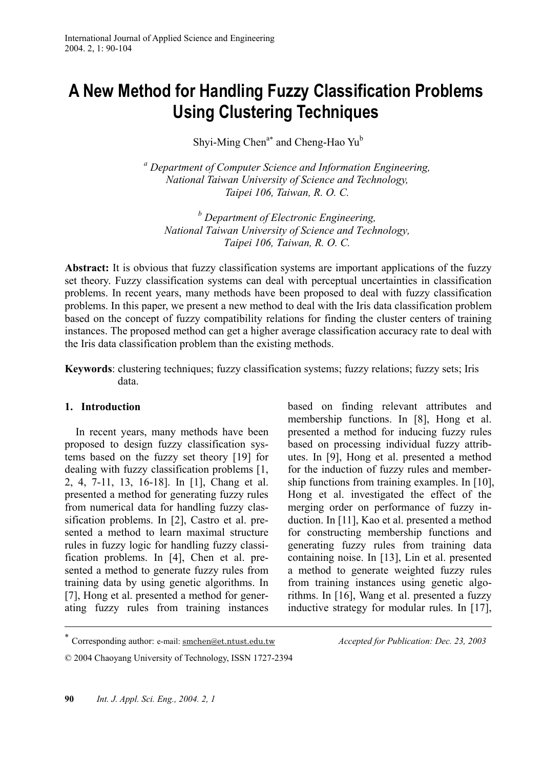# A New Method for Handling Fuzzy Classification Problems Using Clustering Techniques

Shyi-Ming Chen[a*] and Cheng-Hao Yu[b]

[a] *Department of Computer Science and Information Engineering, National Taiwan University of Science and Technology, Taipei 106, Taiwan, R. O. C.*

[b] *Department of Electronic Engineering, National Taiwan University of Science and Technology, Taipei 106, Taiwan, R. O. C.*

**Abstract:** It is obvious that fuzzy classification systems are important applications of the fuzzy set theory. Fuzzy classification systems can deal with perceptual uncertainties in classification problems. In recent years, many methods have been proposed to deal with fuzzy classification problems. In this paper, we present a new method to deal with the Iris data classification problem based on the concept of fuzzy compatibility relations for finding the cluster centers of training instances. The proposed method can get a higher average classification accuracy rate to deal with the Iris data classification problem than the existing methods.

**Keywords**: clustering techniques; fuzzy classification systems; fuzzy relations; fuzzy sets; Iris data.

## 1. Introduction

In recent years, many methods have been proposed to design fuzzy classification systems based on the fuzzy set theory [19] for dealing with fuzzy classification problems [1, 2, 4, 7-11, 13, 16-18]. In [1], Chang et al. presented a method for generating fuzzy rules from numerical data for handling fuzzy classification problems. In [2], Castro et al. presented a method to learn maximal structure rules in fuzzy logic for handling fuzzy classification problems. In [4], Chen et al. presented a method to generate fuzzy rules from training data by using genetic algorithms. In [7], Hong et al. presented a method for generating fuzzy rules from training instances based on finding relevant attributes and membership functions. In [8], Hong et al. presented a method for inducing fuzzy rules based on processing individual fuzzy attributes. In [9], Hong et al. presented a method for the induction of fuzzy rules and membership functions from training examples. In [10], Hong et al. investigated the effect of the merging order on performance of fuzzy induction. In [11], Kao et al. presented a method for constructing membership functions and generating fuzzy rules from training data containing noise. In [13], Lin et al. presented a method to generate weighted fuzzy rules from training instances using genetic algorithms. In [16], Wang et al. presented a fuzzy inductive strategy for modular rules. In [17],

---

* Corresponding author: e-mail: smchen@et.ntust.edu.tw *Accepted for Publication: Dec. 23, 2003*

© 2004 Chaoyang University of Technology, ISSN 1727-2394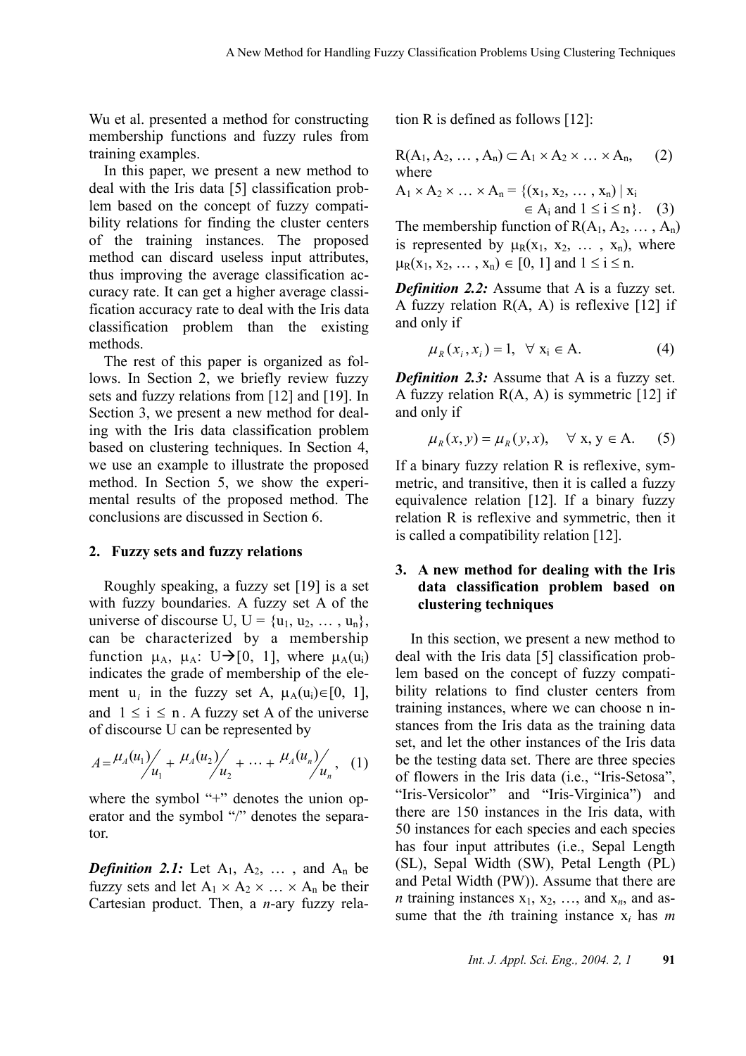Wu et al. presented a method for constructing membership functions and fuzzy rules from training examples.

In this paper, we present a new method to deal with the Iris data [5] classification problem based on the concept of fuzzy compatibility relations for finding the cluster centers of the training instances. The proposed method can discard useless input attributes, thus improving the average classification accuracy rate. It can get a higher average classification accuracy rate to deal with the Iris data classification problem than the existing methods.

The rest of this paper is organized as follows. In Section 2, we briefly review fuzzy sets and fuzzy relations from [12] and [19]. In Section 3, we present a new method for dealing with the Iris data classification problem based on clustering techniques. In Section 4, we use an example to illustrate the proposed method. In Section 5, we show the experimental results of the proposed method. The conclusions are discussed in Section 6.

## 2. Fuzzy sets and fuzzy relations

Roughly speaking, a fuzzy set [19] is a set with fuzzy boundaries. A fuzzy set A of the universe of discourse U, $U = \{u_1, u_2, \dots, u_n\}$, can be characterized by a membership function $\mu_A$, $\mu_A: U \rightarrow [0, 1]$, where $\mu_A(u_i)$ indicates the grade of membership of the element $u_i$ in the fuzzy set A, $\mu_A(u_i) \in [0, 1]$, and $1 \leq i \leq n$. A fuzzy set A of the universe of discourse U can be represented by

$$A = \mu_A(u_1)/u_1 + \mu_A(u_2)/u_2 + \dots + \mu_A(u_n)/u_n, \quad (1)$$

where the symbol "+" denotes the union operator and the symbol "/" denotes the separator.

***Definition 2.1:*** Let $A_1, A_2, \dots$, and $A_n$ be fuzzy sets and let $A_1 \times A_2 \times \dots \times A_n$ be their Cartesian product. Then, a *n*-ary fuzzy relation R is defined as follows [12]:

$$R(A_1, A_2, \dots, A_n) \subset A_1 \times A_2 \times \dots \times A_n, \quad (2)$$

where

$$A_1 \times A_2 \times \dots \times A_n = \{(x_1, x_2, \dots, x_n) \mid x_i \in A_i \text{ and } 1 \leq i \leq n\}. \quad (3)$$

The membership function of $R(A_1, A_2, \dots, A_n)$ is represented by $\mu_R(x_1, x_2, \dots, x_n)$, where $\mu_R(x_1, x_2, \dots, x_n) \in [0, 1]$ and $1 \leq i \leq n$.

***Definition 2.2:*** Assume that A is a fuzzy set. A fuzzy relation R(A, A) is reflexive [12] if and only if

$$\mu_R(x_i, x_i) = 1, \quad \forall\ x_i \in A. \quad (4)$$

***Definition 2.3:*** Assume that A is a fuzzy set. A fuzzy relation R(A, A) is symmetric [12] if and only if

$$\mu_R(x, y) = \mu_R(y, x), \quad \forall\ x, y \in A. \quad (5)$$

If a binary fuzzy relation R is reflexive, symmetric, and transitive, then it is called a fuzzy equivalence relation [12]. If a binary fuzzy relation R is reflexive and symmetric, then it is called a compatibility relation [12].

## 3. A new method for dealing with the Iris data classification problem based on clustering techniques

In this section, we present a new method to deal with the Iris data [5] classification problem based on the concept of fuzzy compatibility relations to find cluster centers from training instances, where we can choose n instances from the Iris data as the training data set, and let the other instances of the Iris data be the testing data set. There are three species of flowers in the Iris data (i.e., "Iris-Setosa", "Iris-Versicolor" and "Iris-Virginica") and there are 150 instances in the Iris data, with 50 instances for each species and each species has four input attributes (i.e., Sepal Length (SL), Sepal Width (SW), Petal Length (PL) and Petal Width (PW)). Assume that there are *n* training instances $x_1, x_2, \dots$, and $x_n$, and assume that the *i*th training instance $x_i$ has *m*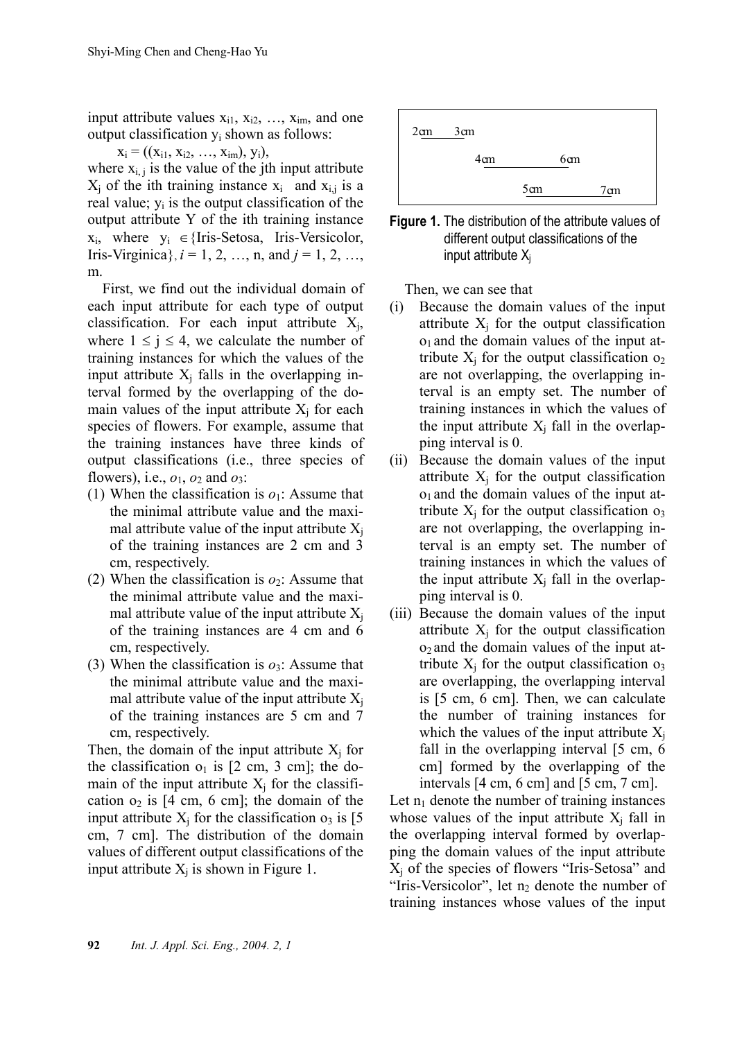input attribute values $x_{i1}, x_{i2}, \ldots, x_{im}$, and one output classification $y_i$ shown as follows:

$$x_i = ((x_{i1}, x_{i2}, \ldots, x_{im}), y_i),$$

where $x_{i,j}$ is the value of the jth input attribute $X_j$ of the ith training instance $x_i$ and $x_{i,j}$ is a real value; $y_i$ is the output classification of the output attribute Y of the ith training instance $x_i$, where $y_i \in$ {Iris-Setosa, Iris-Versicolor, Iris-Virginica}, $i = 1, 2, \ldots, n$, and $j = 1, 2, \ldots, m$.

First, we find out the individual domain of each input attribute for each type of output classification. For each input attribute $X_j$, where $1 \leq j \leq 4$, we calculate the number of training instances for which the values of the input attribute $X_j$ falls in the overlapping interval formed by the overlapping of the domain values of the input attribute $X_j$ for each species of flowers. For example, assume that the training instances have three kinds of output classifications (i.e., three species of flowers), i.e., $o_1$, $o_2$ and $o_3$:

(1) When the classification is $o_1$: Assume that the minimal attribute value and the maximal attribute value of the input attribute $X_j$ of the training instances are 2 cm and 3 cm, respectively.

(2) When the classification is $o_2$: Assume that the minimal attribute value and the maximal attribute value of the input attribute $X_j$ of the training instances are 4 cm and 6 cm, respectively.

(3) When the classification is $o_3$: Assume that the minimal attribute value and the maximal attribute value of the input attribute $X_j$ of the training instances are 5 cm and 7 cm, respectively.

Then, the domain of the input attribute $X_j$ for the classification $o_1$ is [2 cm, 3 cm]; the domain of the input attribute $X_j$ for the classification $o_2$ is [4 cm, 6 cm]; the domain of the input attribute $X_j$ for the classification $o_3$ is [5 cm, 7 cm]. The distribution of the domain values of different output classifications of the input attribute $X_j$ is shown in Figure 1.

```
2cm   3cm
          4cm             6cm
                  5cm             7cm
```

**Figure 1.** The distribution of the attribute values of different output classifications of the input attribute $X_j$

Then, we can see that

(i) Because the domain values of the input attribute $X_j$ for the output classification $o_1$ and the domain values of the input attribute $X_j$ for the output classification $o_2$ are not overlapping, the overlapping interval is an empty set. The number of training instances in which the values of the input attribute $X_j$ fall in the overlapping interval is 0.

(ii) Because the domain values of the input attribute $X_j$ for the output classification $o_1$ and the domain values of the input attribute $X_j$ for the output classification $o_3$ are not overlapping, the overlapping interval is an empty set. The number of training instances in which the values of the input attribute $X_j$ fall in the overlapping interval is 0.

(iii) Because the domain values of the input attribute $X_j$ for the output classification $o_2$ and the domain values of the input attribute $X_j$ for the output classification $o_3$ are overlapping, the overlapping interval is [5 cm, 6 cm]. Then, we can calculate the number of training instances for which the values of the input attribute $X_j$ fall in the overlapping interval [5 cm, 6 cm] formed by the overlapping of the intervals [4 cm, 6 cm] and [5 cm, 7 cm].

Let $n_1$ denote the number of training instances whose values of the input attribute $X_j$ fall in the overlapping interval formed by overlapping the domain values of the input attribute $X_j$ of the species of flowers "Iris-Setosa" and "Iris-Versicolor", let $n_2$ denote the number of training instances whose values of the input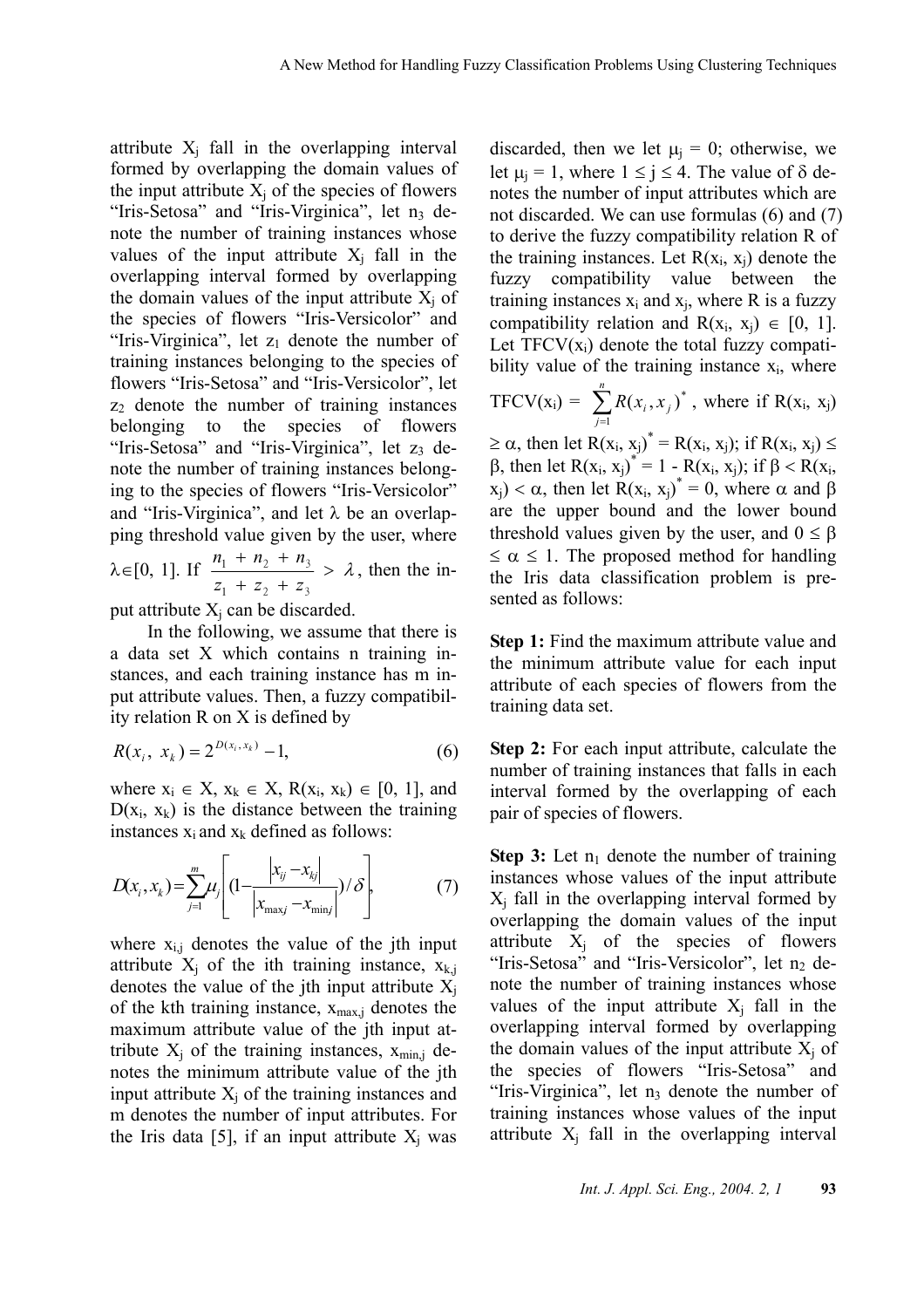attribute $X_j$ fall in the overlapping interval formed by overlapping the domain values of the input attribute $X_j$ of the species of flowers "Iris-Setosa" and "Iris-Virginica", let $n_3$ denote the number of training instances whose values of the input attribute $X_j$ fall in the overlapping interval formed by overlapping the domain values of the input attribute $X_j$ of the species of flowers "Iris-Versicolor" and "Iris-Virginica", let $z_1$ denote the number of training instances belonging to the species of flowers "Iris-Setosa" and "Iris-Versicolor", let $z_2$ denote the number of training instances belonging to the species of flowers "Iris-Setosa" and "Iris-Virginica", let $z_3$ denote the number of training instances belonging to the species of flowers "Iris-Versicolor" and "Iris-Virginica", and let $\lambda$ be an overlapping threshold value given by the user, where $\lambda \in [0, 1]$. If $\frac{n_1 + n_2 + n_3}{z_1 + z_2 + z_3} > \lambda$, then the input attribute $X_j$ can be discarded.

In the following, we assume that there is a data set X which contains n training instances, and each training instance has m input attribute values. Then, a fuzzy compatibility relation R on X is defined by

$$R(x_i,\ x_k) = 2^{D(x_i, x_k)} - 1, \tag{6}$$

where $x_i \in X$, $x_k \in X$, $R(x_i, x_k) \in [0, 1]$, and $D(x_i, x_k)$ is the distance between the training instances $x_i$ and $x_k$ defined as follows:

$$D(x_i, x_k) = \sum_{j=1}^{m} \left[ \mu_j \left(1 - \frac{|x_{ij} - x_{kj}|}{|x_{\max j} - x_{\min j}|}\right) / \delta \right], \tag{7}$$

where $x_{i,j}$ denotes the value of the jth input attribute $X_j$ of the ith training instance, $x_{k,j}$ denotes the value of the jth input attribute $X_j$ of the kth training instance, $x_{\max,j}$ denotes the maximum attribute value of the jth input attribute $X_j$ of the training instances, $x_{\min,j}$ denotes the minimum attribute value of the jth input attribute $X_j$ of the training instances and m denotes the number of input attributes. For the Iris data [5], if an input attribute $X_j$ was discarded, then we let $\mu_j = 0$; otherwise, we let $\mu_j = 1$, where $1 \leq j \leq 4$. The value of $\delta$ denotes the number of input attributes which are not discarded. We can use formulas (6) and (7) to derive the fuzzy compatibility relation R of the training instances. Let $R(x_i, x_j)$ denote the fuzzy compatibility value between the training instances $x_i$ and $x_j$, where R is a fuzzy compatibility relation and $R(x_i, x_j) \in [0, 1]$. Let $TFCV(x_i)$ denote the total fuzzy compatibility value of the training instance $x_i$, where $TFCV(x_i) = \sum_{j=1}^{n} R(x_i, x_j)^*$, where if $R(x_i, x_j) \geq \alpha$, then let $R(x_i, x_j)^* = R(x_i, x_j)$; if $R(x_i, x_j) \leq \beta$, then let $R(x_i, x_j)^* = 1 - R(x_i, x_j)$; if $\beta < R(x_i, x_j) < \alpha$, then let $R(x_i, x_j)^* = 0$, where $\alpha$ and $\beta$ are the upper bound and the lower bound threshold values given by the user, and $0 \leq \beta \leq \alpha \leq 1$. The proposed method for handling the Iris data classification problem is presented as follows:

**Step 1:** Find the maximum attribute value and the minimum attribute value for each input attribute of each species of flowers from the training data set.

**Step 2:** For each input attribute, calculate the number of training instances that falls in each interval formed by the overlapping of each pair of species of flowers.

**Step 3:** Let $n_1$ denote the number of training instances whose values of the input attribute $X_j$ fall in the overlapping interval formed by overlapping the domain values of the input attribute $X_j$ of the species of flowers "Iris-Setosa" and "Iris-Versicolor", let $n_2$ denote the number of training instances whose values of the input attribute $X_j$ fall in the overlapping interval formed by overlapping the domain values of the input attribute $X_j$ of the species of flowers "Iris-Setosa" and "Iris-Virginica", let $n_3$ denote the number of training instances whose values of the input attribute $X_j$ fall in the overlapping interval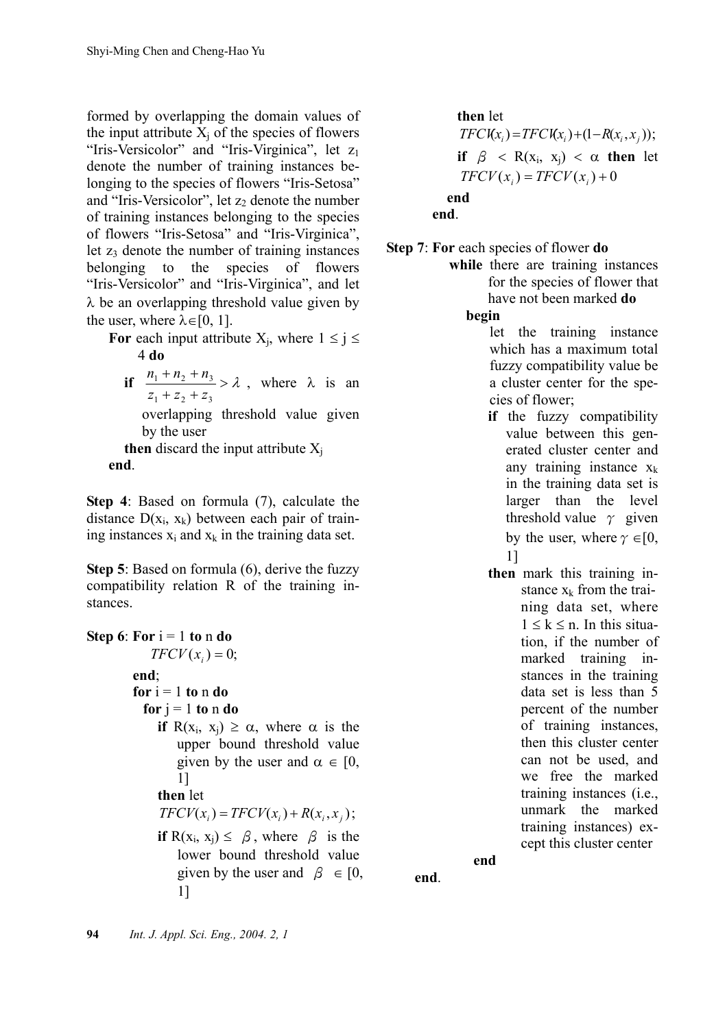formed by overlapping the domain values of the input attribute $X_j$ of the species of flowers "Iris-Versicolor" and "Iris-Virginica", let $z_1$ denote the number of training instances belonging to the species of flowers "Iris-Setosa" and "Iris-Versicolor", let $z_2$ denote the number of training instances belonging to the species of flowers "Iris-Setosa" and "Iris-Virginica", let $z_3$ denote the number of training instances belonging to the species of flowers "Iris-Versicolor" and "Iris-Virginica", and let $\lambda$ be an overlapping threshold value given by the user, where $\lambda \in [0, 1]$.

**For** each input attribute $X_j$, where $1 \leq j \leq 4$ **do**
  **if** $\frac{n_1 + n_2 + n_3}{z_1 + z_2 + z_3} > \lambda$, where $\lambda$ is an overlapping threshold value given by the user
  **then** discard the input attribute $X_j$
**end**.

**Step 4**: Based on formula (7), calculate the distance $D(x_i, x_k)$ between each pair of training instances $x_i$ and $x_k$ in the training data set.

**Step 5**: Based on formula (6), derive the fuzzy compatibility relation R of the training instances.

**Step 6**: **For** i = 1 **to** n **do**
  $TFCV(x_i) = 0;$
**end**;
**for** i = 1 **to** n **do**
  **for** j = 1 **to** n **do**
    **if** $R(x_i, x_j) \geq \alpha$, where $\alpha$ is the upper bound threshold value given by the user and $\alpha \in [0, 1]$
    **then** let
    $TFCV(x_i) = TFCV(x_i) + R(x_i, x_j);$
    **if** $R(x_i, x_j) \leq \beta$, where $\beta$ is the lower bound threshold value given by the user and $\beta \in [0, 1]$
    **then** let
    $TFCV(x_i) = TFCV(x_i) + (1 - R(x_i, x_j));$
    **if** $\beta < R(x_i, x_j) < \alpha$ **then** let
    $TFCV(x_i) = TFCV(x_i) + 0$
  **end**
**end**.

**Step 7**: **For** each species of flower **do**
  **while** there are training instances for the species of flower that have not been marked **do**
  **begin**
    let the training instance which has a maximum total fuzzy compatibility value be a cluster center for the species of flower;
    **if** the fuzzy compatibility value between this generated cluster center and any training instance $x_k$ in the training data set is larger than the level threshold value $\gamma$ given by the user, where $\gamma \in [0, 1]$
    **then** mark this training instance $x_k$ from the training data set, where $1 \leq k \leq n$. In this situation, if the number of marked training instances in the training data set is less than 5 percent of the number of training instances, then this cluster center can not be used, and we free the marked training instances (i.e., unmark the marked training instances) except this cluster center
  **end**
**end**.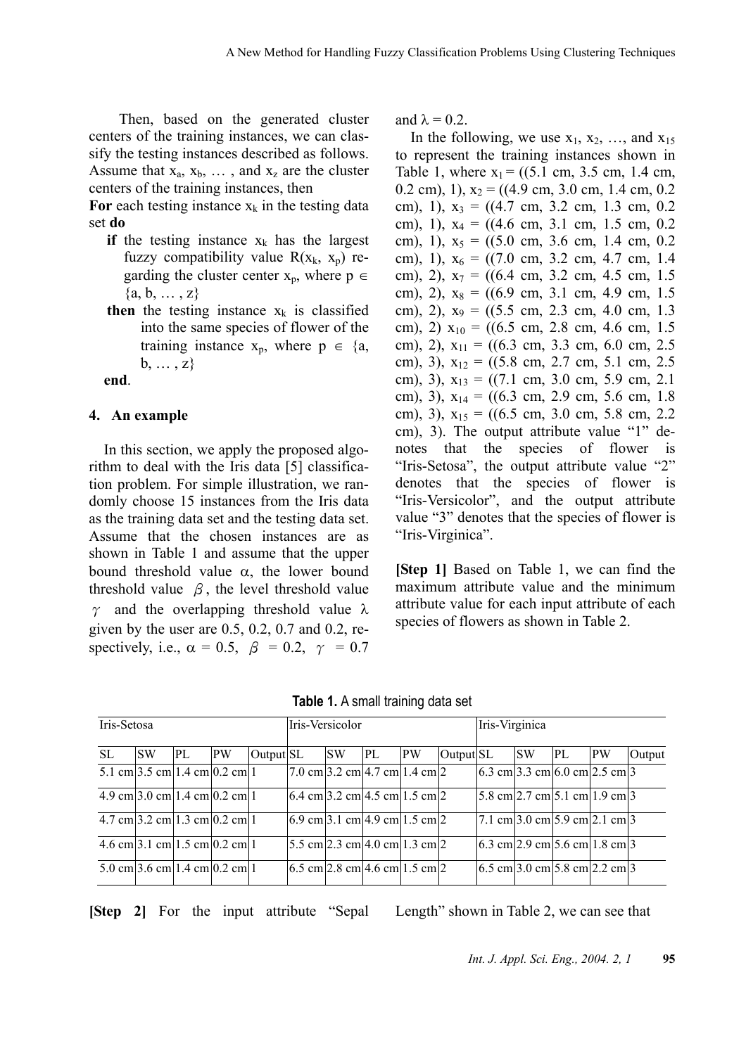Then, based on the generated cluster centers of the training instances, we can classify the testing instances described as follows. Assume that $x_a$, $x_b$, … , and $x_z$ are the cluster centers of the training instances, then

**For** each testing instance $x_k$ in the testing data set **do**

**if** the testing instance $x_k$ has the largest fuzzy compatibility value $R(x_k, x_p)$ regarding the cluster center $x_p$, where $p \in \{a, b, \ldots, z\}$

**then** the testing instance $x_k$ is classified into the same species of flower of the training instance $x_p$, where $p \in \{a, b, \ldots, z\}$

**end**.

## 4. An example

In this section, we apply the proposed algorithm to deal with the Iris data [5] classification problem. For simple illustration, we randomly choose 15 instances from the Iris data as the training data set and the testing data set. Assume that the chosen instances are as shown in Table 1 and assume that the upper bound threshold value $\alpha$, the lower bound threshold value $\beta$, the level threshold value $\gamma$ and the overlapping threshold value $\lambda$ given by the user are 0.5, 0.2, 0.7 and 0.2, respectively, i.e., $\alpha = 0.5$, $\beta = 0.2$, $\gamma = 0.7$ and $\lambda = 0.2$.

In the following, we use $x_1$, $x_2$, …, and $x_{15}$ to represent the training instances shown in Table 1, where $x_1$ = ((5.1 cm, 3.5 cm, 1.4 cm, 0.2 cm), 1), $x_2$ = ((4.9 cm, 3.0 cm, 1.4 cm, 0.2 cm), 1), $x_3$ = ((4.7 cm, 3.2 cm, 1.3 cm, 0.2 cm), 1), $x_4$ = ((4.6 cm, 3.1 cm, 1.5 cm, 0.2 cm), 1), $x_5$ = ((5.0 cm, 3.6 cm, 1.4 cm, 0.2 cm), 1), $x_6$ = ((7.0 cm, 3.2 cm, 4.7 cm, 1.4 cm), 2), $x_7$ = ((6.4 cm, 3.2 cm, 4.5 cm, 1.5 cm), 2), $x_8$ = ((6.9 cm, 3.1 cm, 4.9 cm, 1.5 cm), 2), $x_9$ = ((5.5 cm, 2.3 cm, 4.0 cm, 1.3 cm), 2) $x_{10}$ = ((6.5 cm, 2.8 cm, 4.6 cm, 1.5 cm), 2), $x_{11}$ = ((6.3 cm, 3.3 cm, 6.0 cm, 2.5 cm), 3), $x_{12}$ = ((5.8 cm, 2.7 cm, 5.1 cm, 2.5 cm), 3), $x_{13}$ = ((7.1 cm, 3.0 cm, 5.9 cm, 2.1 cm), 3), $x_{14}$ = ((6.3 cm, 2.9 cm, 5.6 cm, 1.8 cm), 3), $x_{15}$ = ((6.5 cm, 3.0 cm, 5.8 cm, 2.2 cm), 3). The output attribute value "1" denotes that the species of flower is "Iris-Setosa", the output attribute value "2" denotes that the species of flower is "Iris-Versicolor", and the output attribute value "3" denotes that the species of flower is "Iris-Virginica".

**[Step 1]** Based on Table 1, we can find the maximum attribute value and the minimum attribute value for each input attribute of each species of flowers as shown in Table 2.

**Table 1.** A small training data set

| Iris-Setosa | | | | | Iris-Versicolor | | | | | Iris-Virginica | | | | |
|---|---|---|---|---|---|---|---|---|---|---|---|---|---|---|
| SL | SW | PL | PW | Output | SL | SW | PL | PW | Output | SL | SW | PL | PW | Output |
| 5.1 cm | 3.5 cm | 1.4 cm | 0.2 cm | 1 | 7.0 cm | 3.2 cm | 4.7 cm | 1.4 cm | 2 | 6.3 cm | 3.3 cm | 6.0 cm | 2.5 cm | 3 |
| 4.9 cm | 3.0 cm | 1.4 cm | 0.2 cm | 1 | 6.4 cm | 3.2 cm | 4.5 cm | 1.5 cm | 2 | 5.8 cm | 2.7 cm | 5.1 cm | 1.9 cm | 3 |
| 4.7 cm | 3.2 cm | 1.3 cm | 0.2 cm | 1 | 6.9 cm | 3.1 cm | 4.9 cm | 1.5 cm | 2 | 7.1 cm | 3.0 cm | 5.9 cm | 2.1 cm | 3 |
| 4.6 cm | 3.1 cm | 1.5 cm | 0.2 cm | 1 | 5.5 cm | 2.3 cm | 4.0 cm | 1.3 cm | 2 | 6.3 cm | 2.9 cm | 5.6 cm | 1.8 cm | 3 |
| 5.0 cm | 3.6 cm | 1.4 cm | 0.2 cm | 1 | 6.5 cm | 2.8 cm | 4.6 cm | 1.5 cm | 2 | 6.5 cm | 3.0 cm | 5.8 cm | 2.2 cm | 3 |

**[Step 2]** For the input attribute "Sepal Length" shown in Table 2, we can see that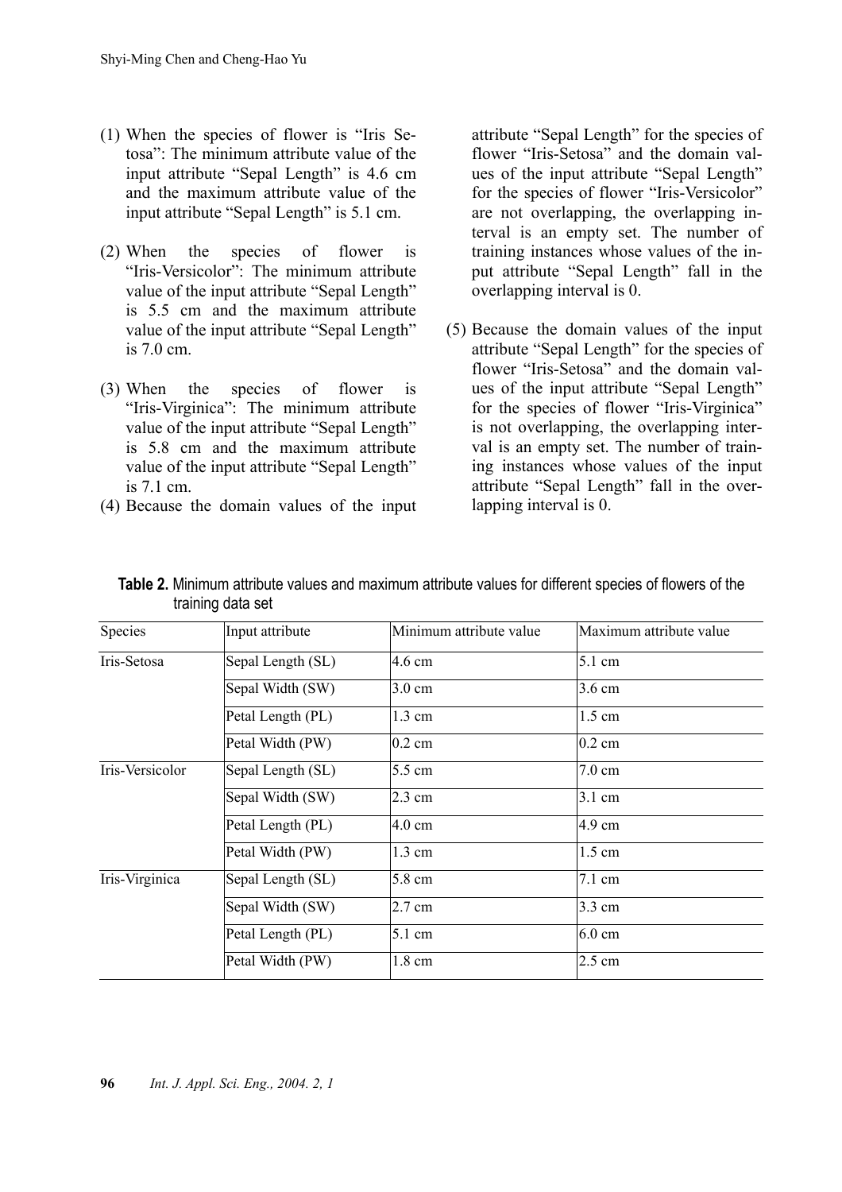(1) When the species of flower is "Iris Setosa": The minimum attribute value of the input attribute "Sepal Length" is 4.6 cm and the maximum attribute value of the input attribute "Sepal Length" is 5.1 cm.

(2) When the species of flower is "Iris-Versicolor": The minimum attribute value of the input attribute "Sepal Length" is 5.5 cm and the maximum attribute value of the input attribute "Sepal Length" is 7.0 cm.

(3) When the species of flower is "Iris-Virginica": The minimum attribute value of the input attribute "Sepal Length" is 5.8 cm and the maximum attribute value of the input attribute "Sepal Length" is 7.1 cm.

(4) Because the domain values of the input attribute "Sepal Length" for the species of flower "Iris-Setosa" and the domain values of the input attribute "Sepal Length" for the species of flower "Iris-Versicolor" are not overlapping, the overlapping interval is an empty set. The number of training instances whose values of the input attribute "Sepal Length" fall in the overlapping interval is 0.

(5) Because the domain values of the input attribute "Sepal Length" for the species of flower "Iris-Setosa" and the domain values of the input attribute "Sepal Length" for the species of flower "Iris-Virginica" is not overlapping, the overlapping interval is an empty set. The number of training instances whose values of the input attribute "Sepal Length" fall in the overlapping interval is 0.

**Table 2.** Minimum attribute values and maximum attribute values for different species of flowers of the training data set

| Species | Input attribute | Minimum attribute value | Maximum attribute value |
|---|---|---|---|
| Iris-Setosa | Sepal Length (SL) | 4.6 cm | 5.1 cm |
| | Sepal Width (SW) | 3.0 cm | 3.6 cm |
| | Petal Length (PL) | 1.3 cm | 1.5 cm |
| | Petal Width (PW) | 0.2 cm | 0.2 cm |
| Iris-Versicolor | Sepal Length (SL) | 5.5 cm | 7.0 cm |
| | Sepal Width (SW) | 2.3 cm | 3.1 cm |
| | Petal Length (PL) | 4.0 cm | 4.9 cm |
| | Petal Width (PW) | 1.3 cm | 1.5 cm |
| Iris-Virginica | Sepal Length (SL) | 5.8 cm | 7.1 cm |
| | Sepal Width (SW) | 2.7 cm | 3.3 cm |
| | Petal Length (PL) | 5.1 cm | 6.0 cm |
| | Petal Width (PW) | 1.8 cm | 2.5 cm |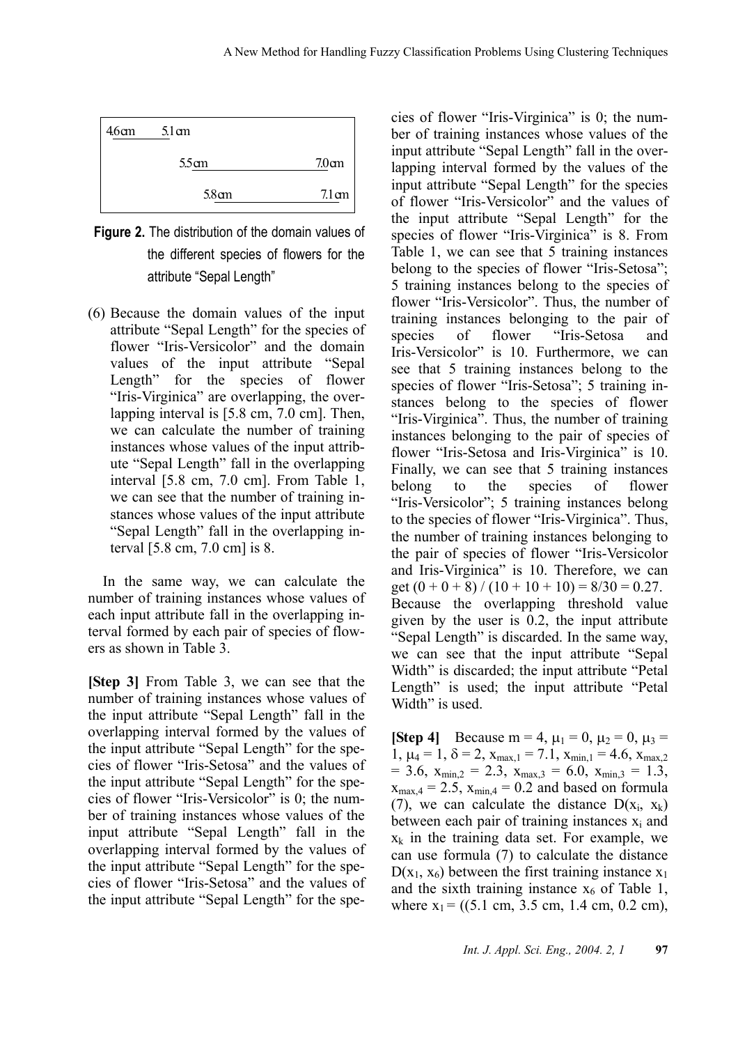| 4.6cm | 5.1cm | | |
|---|---|---|---|
| | 5.5cm | | 7.0cm |
| | | 5.8cm | 7.1cm |

**Figure 2.** The distribution of the domain values of the different species of flowers for the attribute "Sepal Length"

(6) Because the domain values of the input attribute "Sepal Length" for the species of flower "Iris-Versicolor" and the domain values of the input attribute "Sepal Length" for the species of flower "Iris-Virginica" are overlapping, the overlapping interval is [5.8 cm, 7.0 cm]. Then, we can calculate the number of training instances whose values of the input attribute "Sepal Length" fall in the overlapping interval [5.8 cm, 7.0 cm]. From Table 1, we can see that the number of training instances whose values of the input attribute "Sepal Length" fall in the overlapping interval [5.8 cm, 7.0 cm] is 8.

In the same way, we can calculate the number of training instances whose values of each input attribute fall in the overlapping interval formed by each pair of species of flowers as shown in Table 3.

**[Step 3]** From Table 3, we can see that the number of training instances whose values of the input attribute "Sepal Length" fall in the overlapping interval formed by the values of the input attribute "Sepal Length" for the species of flower "Iris-Setosa" and the values of the input attribute "Sepal Length" for the species of flower "Iris-Versicolor" is 0; the number of training instances whose values of the input attribute "Sepal Length" fall in the overlapping interval formed by the values of the input attribute "Sepal Length" for the species of flower "Iris-Setosa" and the values of the input attribute "Sepal Length" for the species of flower "Iris-Virginica" is 0; the number of training instances whose values of the input attribute "Sepal Length" fall in the overlapping interval formed by the values of the input attribute "Sepal Length" for the species of flower "Iris-Versicolor" and the values of the input attribute "Sepal Length" for the species of flower "Iris-Virginica" is 8. From Table 1, we can see that 5 training instances belong to the species of flower "Iris-Setosa"; 5 training instances belong to the species of flower "Iris-Versicolor". Thus, the number of training instances belonging to the pair of species of flower "Iris-Setosa and Iris-Versicolor" is 10. Furthermore, we can see that 5 training instances belong to the species of flower "Iris-Setosa"; 5 training instances belong to the species of flower "Iris-Virginica". Thus, the number of training instances belonging to the pair of species of flower "Iris-Setosa and Iris-Virginica" is 10. Finally, we can see that 5 training instances belong to the species of flower "Iris-Versicolor"; 5 training instances belong to the species of flower "Iris-Virginica". Thus, the number of training instances belonging to the pair of species of flower "Iris-Versicolor and Iris-Virginica" is 10. Therefore, we can get $(0 + 0 + 8) / (10 + 10 + 10) = 8/30 = 0.27$. Because the overlapping threshold value given by the user is 0.2, the input attribute "Sepal Length" is discarded. In the same way, we can see that the input attribute "Sepal Width" is discarded; the input attribute "Petal Length" is used; the input attribute "Petal Width" is used.

**[Step 4]** Because $m = 4$, $\mu_1 = 0$, $\mu_2 = 0$, $\mu_3 = 1$, $\mu_4 = 1$, $\delta = 2$, $x_{max,1} = 7.1$, $x_{min,1} = 4.6$, $x_{max,2} = 3.6$, $x_{min,2} = 2.3$, $x_{max,3} = 6.0$, $x_{min,3} = 1.3$, $x_{max,4} = 2.5$, $x_{min,4} = 0.2$ and based on formula (7), we can calculate the distance $D(x_i, x_k)$ between each pair of training instances $x_i$ and $x_k$ in the training data set. For example, we can use formula (7) to calculate the distance $D(x_1, x_6)$ between the first training instance $x_1$ and the sixth training instance $x_6$ of Table 1, where $x_1 = ((5.1\text{ cm}, 3.5\text{ cm}, 1.4\text{ cm}, 0.2\text{ cm}),$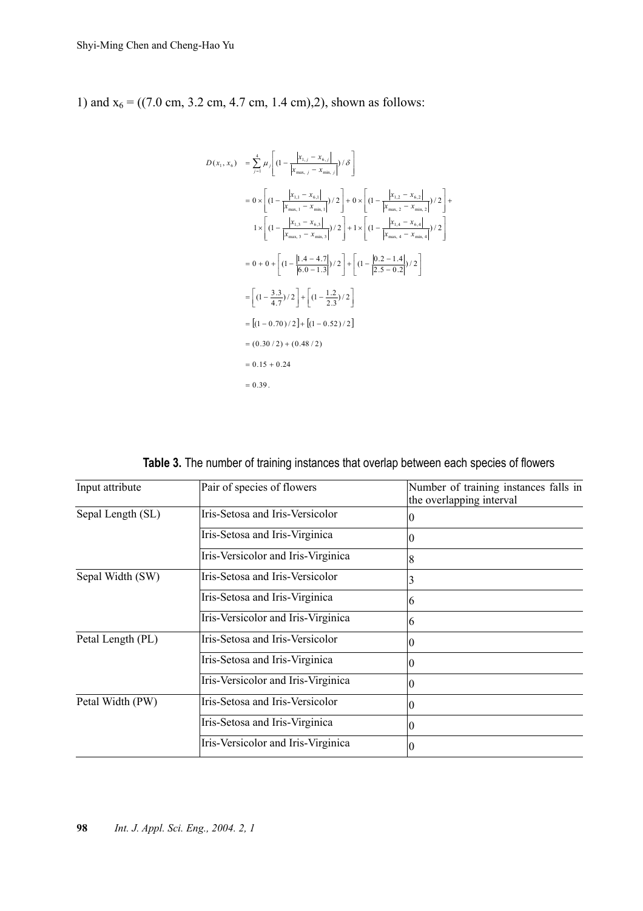1) and $x_6$ = ((7.0 cm, 3.2 cm, 4.7 cm, 1.4 cm),2), shown as follows:

$$
\begin{aligned}
D(x_1, x_6) &= \sum_{j=1}^{4} \mu_j \left[ (1 - \frac{|x_{1,j} - x_{6,j}|}{|x_{\max,j} - x_{\min,j}|}) / \delta \right] \\
&= 0 \times \left[ (1 - \frac{|x_{1,1} - x_{6,1}|}{|x_{\max,1} - x_{\min,1}|}) / 2 \right] + 0 \times \left[ (1 - \frac{|x_{1,2} - x_{6,2}|}{|x_{\max,2} - x_{\min,2}|}) / 2 \right] + \\
&\quad 1 \times \left[ (1 - \frac{|x_{1,3} - x_{6,3}|}{|x_{\max,3} - x_{\min,3}|}) / 2 \right] + 1 \times \left[ (1 - \frac{|x_{1,4} - x_{6,4}|}{|x_{\max,4} - x_{\min,4}|}) / 2 \right] \\
&= 0 + 0 + \left[ (1 - \frac{|1.4 - 4.7|}{|6.0 - 1.3|}) / 2 \right] + \left[ (1 - \frac{|0.2 - 1.4|}{|2.5 - 0.2|}) / 2 \right] \\
&= \left[ (1 - \frac{3.3}{4.7}) / 2 \right] + \left[ (1 - \frac{1.2}{2.3}) / 2 \right] \\
&= \left[ (1 - 0.70) / 2 \right] + \left[ (1 - 0.52) / 2 \right] \\
&= (0.30 / 2) + (0.48 / 2) \\
&= 0.15 + 0.24 \\
&= 0.39 .
\end{aligned}
$$

**Table 3.** The number of training instances that overlap between each species of flowers

| Input attribute | Pair of species of flowers | Number of training instances falls in the overlapping interval |
|---|---|---|
| Sepal Length (SL) | Iris-Setosa and Iris-Versicolor | 0 |
| | Iris-Setosa and Iris-Virginica | 0 |
| | Iris-Versicolor and Iris-Virginica | 8 |
| Sepal Width (SW) | Iris-Setosa and Iris-Versicolor | 3 |
| | Iris-Setosa and Iris-Virginica | 6 |
| | Iris-Versicolor and Iris-Virginica | 6 |
| Petal Length (PL) | Iris-Setosa and Iris-Versicolor | 0 |
| | Iris-Setosa and Iris-Virginica | 0 |
| | Iris-Versicolor and Iris-Virginica | 0 |
| Petal Width (PW) | Iris-Setosa and Iris-Versicolor | 0 |
| | Iris-Setosa and Iris-Virginica | 0 |
| | Iris-Versicolor and Iris-Virginica | 0 |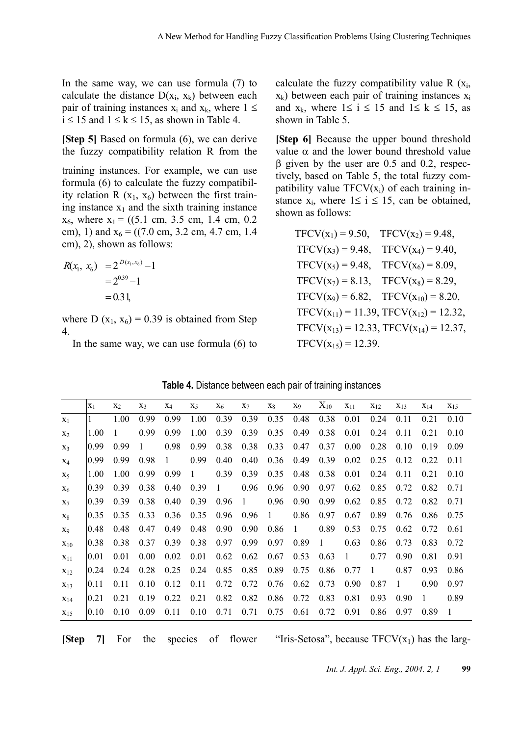In the same way, we can use formula (7) to calculate the distance $D(x_i, x_k)$ between each pair of training instances $x_i$ and $x_k$, where $1 \le i \le 15$ and $1 \le k \le 15$, as shown in Table 4.

**[Step 5]** Based on formula (6), we can derive the fuzzy compatibility relation R from the training instances. For example, we can use formula (6) to calculate the fuzzy compatibility relation $R(x_1, x_6)$ between the first training instance $x_1$ and the sixth training instance $x_6$, where $x_1$ = ((5.1 cm, 3.5 cm, 1.4 cm, 0.2 cm), 1) and $x_6$ = ((7.0 cm, 3.2 cm, 4.7 cm, 1.4 cm), 2), shown as follows:

$$
\begin{aligned}
R(x_1, x_6) &= 2^{D(x_1, x_6)} - 1 \\
&= 2^{0.39} - 1 \\
&= 0.31,
\end{aligned}
$$

where $D(x_1, x_6) = 0.39$ is obtained from Step 4.

In the same way, we can use formula (6) to calculate the fuzzy compatibility value $R(x_i, x_k)$ between each pair of training instances $x_i$ and $x_k$, where $1 \le i \le 15$ and $1 \le k \le 15$, as shown in Table 5.

**[Step 6]** Because the upper bound threshold value $\alpha$ and the lower bound threshold value $\beta$ given by the user are 0.5 and 0.2, respectively, based on Table 5, the total fuzzy compatibility value $TFCV(x_i)$ of each training instance $x_i$, where $1 \le i \le 15$, can be obtained, shown as follows:

$TFCV(x_1) = 9.50$, $TFCV(x_2) = 9.48$,
$TFCV(x_3) = 9.48$, $TFCV(x_4) = 9.40$,
$TFCV(x_5) = 9.48$, $TFCV(x_6) = 8.09$,
$TFCV(x_7) = 8.13$, $TFCV(x_8) = 8.29$,
$TFCV(x_9) = 6.82$, $TFCV(x_{10}) = 8.20$,
$TFCV(x_{11}) = 11.39$, $TFCV(x_{12}) = 12.32$,
$TFCV(x_{13}) = 12.33$, $TFCV(x_{14}) = 12.37$,
$TFCV(x_{15}) = 12.39$.

**Table 4.** Distance between each pair of training instances

| | $x_1$ | $x_2$ | $x_3$ | $x_4$ | $x_5$ | $x_6$ | $x_7$ | $x_8$ | $x_9$ | $x_{10}$ | $x_{11}$ | $x_{12}$ | $x_{13}$ | $x_{14}$ | $x_{15}$ |
|---|---|---|---|---|---|---|---|---|---|---|---|---|---|---|---|
| $x_1$ | 1 | 1.00 | 0.99 | 0.99 | 1.00 | 0.39 | 0.39 | 0.35 | 0.48 | 0.38 | 0.01 | 0.24 | 0.11 | 0.21 | 0.10 |
| $x_2$ | 1.00 | 1 | 0.99 | 0.99 | 1.00 | 0.39 | 0.39 | 0.35 | 0.49 | 0.38 | 0.01 | 0.24 | 0.11 | 0.21 | 0.10 |
| $x_3$ | 0.99 | 0.99 | 1 | 0.98 | 0.99 | 0.38 | 0.38 | 0.33 | 0.47 | 0.37 | 0.00 | 0.28 | 0.10 | 0.19 | 0.09 |
| $x_4$ | 0.99 | 0.99 | 0.98 | 1 | 0.99 | 0.40 | 0.40 | 0.36 | 0.49 | 0.39 | 0.02 | 0.25 | 0.12 | 0.22 | 0.11 |
| $x_5$ | 1.00 | 1.00 | 0.99 | 0.99 | 1 | 0.39 | 0.39 | 0.35 | 0.48 | 0.38 | 0.01 | 0.24 | 0.11 | 0.21 | 0.10 |
| $x_6$ | 0.39 | 0.39 | 0.38 | 0.40 | 0.39 | 1 | 0.96 | 0.96 | 0.90 | 0.97 | 0.62 | 0.85 | 0.72 | 0.82 | 0.71 |
| $x_7$ | 0.39 | 0.39 | 0.38 | 0.40 | 0.39 | 0.96 | 1 | 0.96 | 0.90 | 0.99 | 0.62 | 0.85 | 0.72 | 0.82 | 0.71 |
| $x_8$ | 0.35 | 0.35 | 0.33 | 0.36 | 0.35 | 0.96 | 0.96 | 1 | 0.86 | 0.97 | 0.67 | 0.89 | 0.76 | 0.86 | 0.75 |
| $x_9$ | 0.48 | 0.48 | 0.47 | 0.49 | 0.48 | 0.90 | 0.90 | 0.86 | 1 | 0.89 | 0.53 | 0.75 | 0.62 | 0.72 | 0.61 |
| $x_{10}$ | 0.38 | 0.38 | 0.37 | 0.39 | 0.38 | 0.97 | 0.99 | 0.97 | 0.89 | 1 | 0.63 | 0.86 | 0.73 | 0.83 | 0.72 |
| $x_{11}$ | 0.01 | 0.01 | 0.00 | 0.02 | 0.01 | 0.62 | 0.62 | 0.67 | 0.53 | 0.63 | 1 | 0.77 | 0.90 | 0.81 | 0.91 |
| $x_{12}$ | 0.24 | 0.24 | 0.28 | 0.25 | 0.24 | 0.85 | 0.85 | 0.89 | 0.75 | 0.86 | 0.77 | 1 | 0.87 | 0.93 | 0.86 |
| $x_{13}$ | 0.11 | 0.11 | 0.10 | 0.12 | 0.11 | 0.72 | 0.72 | 0.76 | 0.62 | 0.73 | 0.90 | 0.87 | 1 | 0.90 | 0.97 |
| $x_{14}$ | 0.21 | 0.21 | 0.19 | 0.22 | 0.21 | 0.82 | 0.82 | 0.86 | 0.72 | 0.83 | 0.81 | 0.93 | 0.90 | 1 | 0.89 |
| $x_{15}$ | 0.10 | 0.10 | 0.09 | 0.11 | 0.10 | 0.71 | 0.71 | 0.75 | 0.61 | 0.72 | 0.91 | 0.86 | 0.97 | 0.89 | 1 |

**[Step 7]** For the species of flower "Iris-Setosa", because $TFCV(x_1)$ has the larg-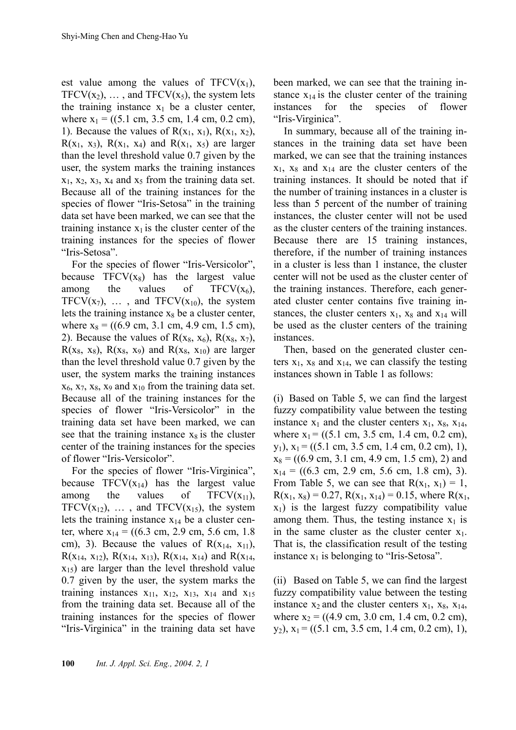est value among the values of $TFCV(x_1)$, $TFCV(x_2)$, … , and $TFCV(x_5)$, the system lets the training instance $x_1$ be a cluster center, where $x_1$ = ((5.1 cm, 3.5 cm, 1.4 cm, 0.2 cm), 1). Because the values of $R(x_1, x_1)$, $R(x_1, x_2)$, $R(x_1, x_3)$, $R(x_1, x_4)$ and $R(x_1, x_5)$ are larger than the level threshold value 0.7 given by the user, the system marks the training instances $x_1$, $x_2$, $x_3$, $x_4$ and $x_5$ from the training data set. Because all of the training instances for the species of flower "Iris-Setosa" in the training data set have been marked, we can see that the training instance $x_1$ is the cluster center of the training instances for the species of flower "Iris-Setosa".

For the species of flower "Iris-Versicolor", because $TFCV(x_8)$ has the largest value among the values of $TFCV(x_6)$, $TFCV(x_7)$, … , and $TFCV(x_{10})$, the system lets the training instance $x_8$ be a cluster center, where $x_8$ = ((6.9 cm, 3.1 cm, 4.9 cm, 1.5 cm), 2). Because the values of $R(x_8, x_6)$, $R(x_8, x_7)$, $R(x_8, x_8)$, $R(x_8, x_9)$ and $R(x_8, x_{10})$ are larger than the level threshold value 0.7 given by the user, the system marks the training instances $x_6$, $x_7$, $x_8$, $x_9$ and $x_{10}$ from the training data set. Because all of the training instances for the species of flower "Iris-Versicolor" in the training data set have been marked, we can see that the training instance $x_8$ is the cluster center of the training instances for the species of flower "Iris-Versicolor".

For the species of flower "Iris-Virginica", because $TFCV(x_{14})$ has the largest value among the values of $TFCV(x_{11})$, $TFCV(x_{12})$, … , and $TFCV(x_{15})$, the system lets the training instance $x_{14}$ be a cluster center, where $x_{14}$ = ((6.3 cm, 2.9 cm, 5.6 cm, 1.8 cm), 3). Because the values of $R(x_{14}, x_{11})$, $R(x_{14}, x_{12})$, $R(x_{14}, x_{13})$, $R(x_{14}, x_{14})$ and $R(x_{14}, x_{15})$ are larger than the level threshold value 0.7 given by the user, the system marks the training instances $x_{11}$, $x_{12}$, $x_{13}$, $x_{14}$ and $x_{15}$ from the training data set. Because all of the training instances for the species of flower "Iris-Virginica" in the training data set have been marked, we can see that the training instance $x_{14}$ is the cluster center of the training instances for the species of flower "Iris-Virginica".

In summary, because all of the training instances in the training data set have been marked, we can see that the training instances $x_1$, $x_8$ and $x_{14}$ are the cluster centers of the training instances. It should be noted that if the number of training instances in a cluster is less than 5 percent of the number of training instances, the cluster center will not be used as the cluster centers of the training instances. Because there are 15 training instances, therefore, if the number of training instances in a cluster is less than 1 instance, the cluster center will not be used as the cluster center of the training instances. Therefore, each generated cluster center contains five training instances, the cluster centers $x_1$, $x_8$ and $x_{14}$ will be used as the cluster centers of the training instances.

Then, based on the generated cluster centers $x_1$, $x_8$ and $x_{14}$, we can classify the testing instances shown in Table 1 as follows:

(i) Based on Table 5, we can find the largest fuzzy compatibility value between the testing instance $x_1$ and the cluster centers $x_1$, $x_8$, $x_{14}$, where $x_1$ = ((5.1 cm, 3.5 cm, 1.4 cm, 0.2 cm), $y_1$), $x_1$ = ((5.1 cm, 3.5 cm, 1.4 cm, 0.2 cm), 1), $x_8$ = ((6.9 cm, 3.1 cm, 4.9 cm, 1.5 cm), 2) and $x_{14}$ = ((6.3 cm, 2.9 cm, 5.6 cm, 1.8 cm), 3). From Table 5, we can see that $R(x_1, x_1) = 1$, $R(x_1, x_8) = 0.27$, $R(x_1, x_{14}) = 0.15$, where $R(x_1, x_1)$ is the largest fuzzy compatibility value among them. Thus, the testing instance $x_1$ is in the same cluster as the cluster center $x_1$. That is, the classification result of the testing instance $x_1$ is belonging to "Iris-Setosa".

(ii) Based on Table 5, we can find the largest fuzzy compatibility value between the testing instance $x_2$ and the cluster centers $x_1$, $x_8$, $x_{14}$, where $x_2$ = ((4.9 cm, 3.0 cm, 1.4 cm, 0.2 cm), $y_2$), $x_1$ = ((5.1 cm, 3.5 cm, 1.4 cm, 0.2 cm), 1),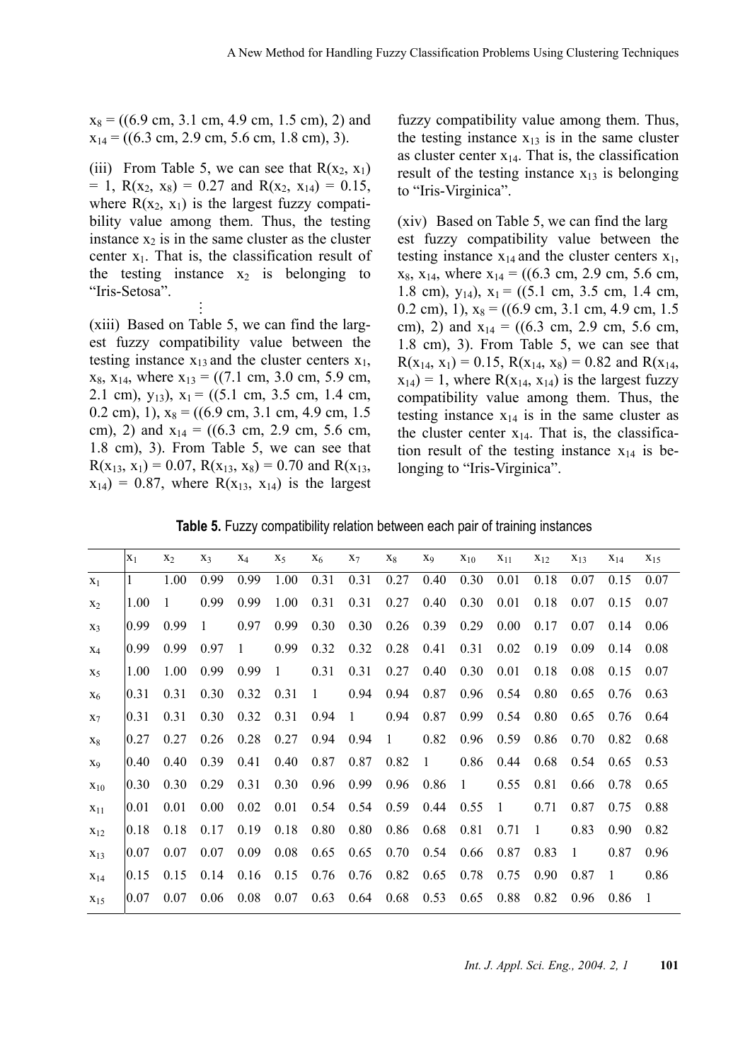$x_8$ = ((6.9 cm, 3.1 cm, 4.9 cm, 1.5 cm), 2) and $x_{14}$ = ((6.3 cm, 2.9 cm, 5.6 cm, 1.8 cm), 3).

(iii) From Table 5, we can see that $R(x_2, x_1) = 1$, $R(x_2, x_8) = 0.27$ and $R(x_2, x_{14}) = 0.15$, where $R(x_2, x_1)$ is the largest fuzzy compatibility value among them. Thus, the testing instance $x_2$ is in the same cluster as the cluster center $x_1$. That is, the classification result of the testing instance $x_2$ is belonging to "Iris-Setosa".

⋮

(xiii) Based on Table 5, we can find the largest fuzzy compatibility value between the testing instance $x_{13}$ and the cluster centers $x_1$, $x_8$, $x_{14}$, where $x_{13}$ = ((7.1 cm, 3.0 cm, 5.9 cm, 2.1 cm), $y_{13}$), $x_1$ = ((5.1 cm, 3.5 cm, 1.4 cm, 0.2 cm), 1), $x_8$ = ((6.9 cm, 3.1 cm, 4.9 cm, 1.5 cm), 2) and $x_{14}$ = ((6.3 cm, 2.9 cm, 5.6 cm, 1.8 cm), 3). From Table 5, we can see that $R(x_{13}, x_1) = 0.07$, $R(x_{13}, x_8) = 0.70$ and $R(x_{13}, x_{14}) = 0.87$, where $R(x_{13}, x_{14})$ is the largest fuzzy compatibility value among them. Thus, the testing instance $x_{13}$ is in the same cluster as cluster center $x_{14}$. That is, the classification result of the testing instance $x_{13}$ is belonging to "Iris-Virginica".

(xiv) Based on Table 5, we can find the largest fuzzy compatibility value between the testing instance $x_{14}$ and the cluster centers $x_1$, $x_8$, $x_{14}$, where $x_{14}$ = ((6.3 cm, 2.9 cm, 5.6 cm, 1.8 cm), $y_{14}$), $x_1$ = ((5.1 cm, 3.5 cm, 1.4 cm, 0.2 cm), 1), $x_8$ = ((6.9 cm, 3.1 cm, 4.9 cm, 1.5 cm), 2) and $x_{14}$ = ((6.3 cm, 2.9 cm, 5.6 cm, 1.8 cm), 3). From Table 5, we can see that $R(x_{14}, x_1) = 0.15$, $R(x_{14}, x_8) = 0.82$ and $R(x_{14}, x_{14}) = 1$, where $R(x_{14}, x_{14})$ is the largest fuzzy compatibility value among them. Thus, the testing instance $x_{14}$ is in the same cluster as the cluster center $x_{14}$. That is, the classification result of the testing instance $x_{14}$ is belonging to "Iris-Virginica".

**Table 5.** Fuzzy compatibility relation between each pair of training instances

| | $x_1$ | $x_2$ | $x_3$ | $x_4$ | $x_5$ | $x_6$ | $x_7$ | $x_8$ | $x_9$ | $x_{10}$ | $x_{11}$ | $x_{12}$ | $x_{13}$ | $x_{14}$ | $x_{15}$ |
|---|---|---|---|---|---|---|---|---|---|---|---|---|---|---|---|
| $x_1$ | 1 | 1.00 | 0.99 | 0.99 | 1.00 | 0.31 | 0.31 | 0.27 | 0.40 | 0.30 | 0.01 | 0.18 | 0.07 | 0.15 | 0.07 |
| $x_2$ | 1.00 | 1 | 0.99 | 0.99 | 1.00 | 0.31 | 0.31 | 0.27 | 0.40 | 0.30 | 0.01 | 0.18 | 0.07 | 0.15 | 0.07 |
| $x_3$ | 0.99 | 0.99 | 1 | 0.97 | 0.99 | 0.30 | 0.30 | 0.26 | 0.39 | 0.29 | 0.00 | 0.17 | 0.07 | 0.14 | 0.06 |
| $x_4$ | 0.99 | 0.99 | 0.97 | 1 | 0.99 | 0.32 | 0.32 | 0.28 | 0.41 | 0.31 | 0.02 | 0.19 | 0.09 | 0.14 | 0.08 |
| $x_5$ | 1.00 | 1.00 | 0.99 | 0.99 | 1 | 0.31 | 0.31 | 0.27 | 0.40 | 0.30 | 0.01 | 0.18 | 0.08 | 0.15 | 0.07 |
| $x_6$ | 0.31 | 0.31 | 0.30 | 0.32 | 0.31 | 1 | 0.94 | 0.94 | 0.87 | 0.96 | 0.54 | 0.80 | 0.65 | 0.76 | 0.63 |
| $x_7$ | 0.31 | 0.31 | 0.30 | 0.32 | 0.31 | 0.94 | 1 | 0.94 | 0.87 | 0.99 | 0.54 | 0.80 | 0.65 | 0.76 | 0.64 |
| $x_8$ | 0.27 | 0.27 | 0.26 | 0.28 | 0.27 | 0.94 | 0.94 | 1 | 0.82 | 0.96 | 0.59 | 0.86 | 0.70 | 0.82 | 0.68 |
| $x_9$ | 0.40 | 0.40 | 0.39 | 0.41 | 0.40 | 0.87 | 0.87 | 0.82 | 1 | 0.86 | 0.44 | 0.68 | 0.54 | 0.65 | 0.53 |
| $x_{10}$ | 0.30 | 0.30 | 0.29 | 0.31 | 0.30 | 0.96 | 0.99 | 0.96 | 0.86 | 1 | 0.55 | 0.81 | 0.66 | 0.78 | 0.65 |
| $x_{11}$ | 0.01 | 0.01 | 0.00 | 0.02 | 0.01 | 0.54 | 0.54 | 0.59 | 0.44 | 0.55 | 1 | 0.71 | 0.87 | 0.75 | 0.88 |
| $x_{12}$ | 0.18 | 0.18 | 0.17 | 0.19 | 0.18 | 0.80 | 0.80 | 0.86 | 0.68 | 0.81 | 0.71 | 1 | 0.83 | 0.90 | 0.82 |
| $x_{13}$ | 0.07 | 0.07 | 0.07 | 0.09 | 0.08 | 0.65 | 0.65 | 0.70 | 0.54 | 0.66 | 0.87 | 0.83 | 1 | 0.87 | 0.96 |
| $x_{14}$ | 0.15 | 0.15 | 0.14 | 0.16 | 0.15 | 0.76 | 0.76 | 0.82 | 0.65 | 0.78 | 0.75 | 0.90 | 0.87 | 1 | 0.86 |
| $x_{15}$ | 0.07 | 0.07 | 0.06 | 0.08 | 0.07 | 0.63 | 0.64 | 0.68 | 0.53 | 0.65 | 0.88 | 0.82 | 0.96 | 0.86 | 1 |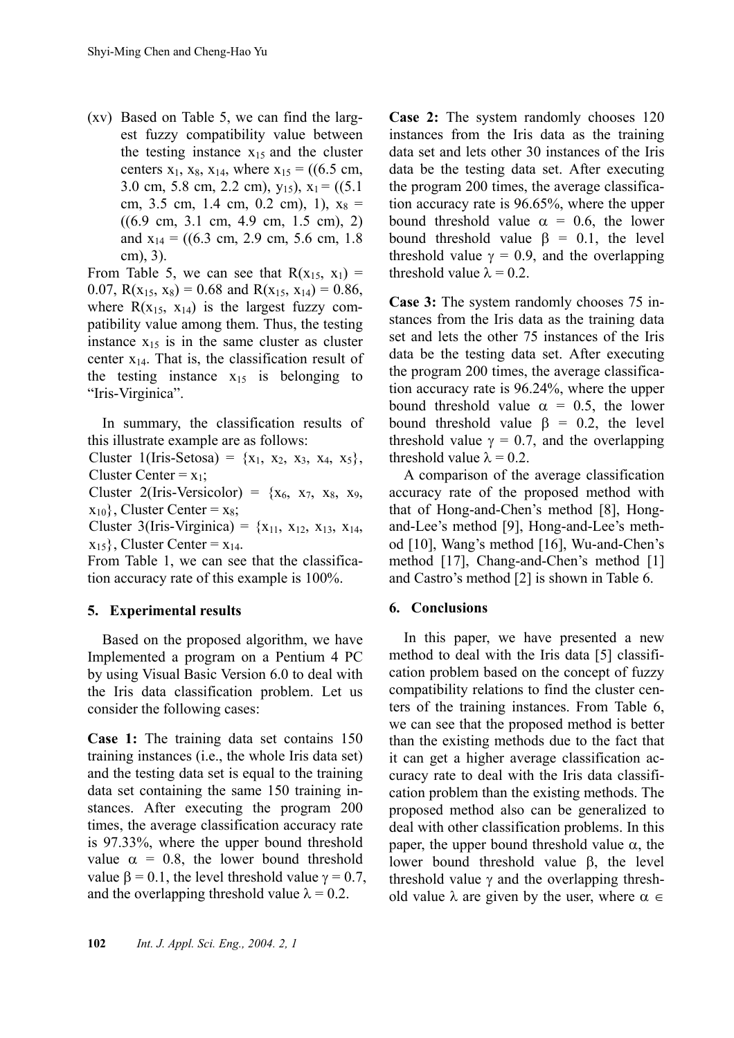(xv) Based on Table 5, we can find the largest fuzzy compatibility value between the testing instance $x_{15}$ and the cluster centers $x_1$, $x_8$, $x_{14}$, where $x_{15}$ = ((6.5 cm, 3.0 cm, 5.8 cm, 2.2 cm), $y_{15}$), $x_1$ = ((5.1 cm, 3.5 cm, 1.4 cm, 0.2 cm), 1), $x_8$ = ((6.9 cm, 3.1 cm, 4.9 cm, 1.5 cm), 2) and $x_{14}$ = ((6.3 cm, 2.9 cm, 5.6 cm, 1.8 cm), 3).

From Table 5, we can see that $R(x_{15}, x_1) = 0.07$, $R(x_{15}, x_8) = 0.68$ and $R(x_{15}, x_{14}) = 0.86$, where $R(x_{15}, x_{14})$ is the largest fuzzy compatibility value among them. Thus, the testing instance $x_{15}$ is in the same cluster as cluster center $x_{14}$. That is, the classification result of the testing instance $x_{15}$ is belonging to "Iris-Virginica".

In summary, the classification results of this illustrate example are as follows:

Cluster 1(Iris-Setosa) = $\{x_1, x_2, x_3, x_4, x_5\}$, Cluster Center = $x_1$;

Cluster 2(Iris-Versicolor) = $\{x_6, x_7, x_8, x_9, x_{10}\}$, Cluster Center = $x_8$;

Cluster 3(Iris-Virginica) = $\{x_{11}, x_{12}, x_{13}, x_{14}, x_{15}\}$, Cluster Center = $x_{14}$.

From Table 1, we can see that the classification accuracy rate of this example is 100%.

## 5. Experimental results

Based on the proposed algorithm, we have Implemented a program on a Pentium 4 PC by using Visual Basic Version 6.0 to deal with the Iris data classification problem. Let us consider the following cases:

**Case 1:** The training data set contains 150 training instances (i.e., the whole Iris data set) and the testing data set is equal to the training data set containing the same 150 training instances. After executing the program 200 times, the average classification accuracy rate is 97.33%, where the upper bound threshold value $\alpha = 0.8$, the lower bound threshold value $\beta = 0.1$, the level threshold value $\gamma = 0.7$, and the overlapping threshold value $\lambda = 0.2$.

**Case 2:** The system randomly chooses 120 instances from the Iris data as the training data set and lets other 30 instances of the Iris data be the testing data set. After executing the program 200 times, the average classification accuracy rate is 96.65%, where the upper bound threshold value $\alpha = 0.6$, the lower bound threshold value $\beta = 0.1$, the level threshold value $\gamma = 0.9$, and the overlapping threshold value $\lambda = 0.2$.

**Case 3:** The system randomly chooses 75 instances from the Iris data as the training data set and lets the other 75 instances of the Iris data be the testing data set. After executing the program 200 times, the average classification accuracy rate is 96.24%, where the upper bound threshold value $\alpha = 0.5$, the lower bound threshold value $\beta = 0.2$, the level threshold value $\gamma = 0.7$, and the overlapping threshold value $\lambda = 0.2$.

A comparison of the average classification accuracy rate of the proposed method with that of Hong-and-Chen's method [8], Hong-and-Lee's method [9], Hong-and-Lee's method [10], Wang's method [16], Wu-and-Chen's method [17], Chang-and-Chen's method [1] and Castro's method [2] is shown in Table 6.

## 6. Conclusions

In this paper, we have presented a new method to deal with the Iris data [5] classification problem based on the concept of fuzzy compatibility relations to find the cluster centers of the training instances. From Table 6, we can see that the proposed method is better than the existing methods due to the fact that it can get a higher average classification accuracy rate to deal with the Iris data classification problem than the existing methods. The proposed method also can be generalized to deal with other classification problems. In this paper, the upper bound threshold value $\alpha$, the lower bound threshold value $\beta$, the level threshold value $\gamma$ and the overlapping threshold value $\lambda$ are given by the user, where $\alpha \in$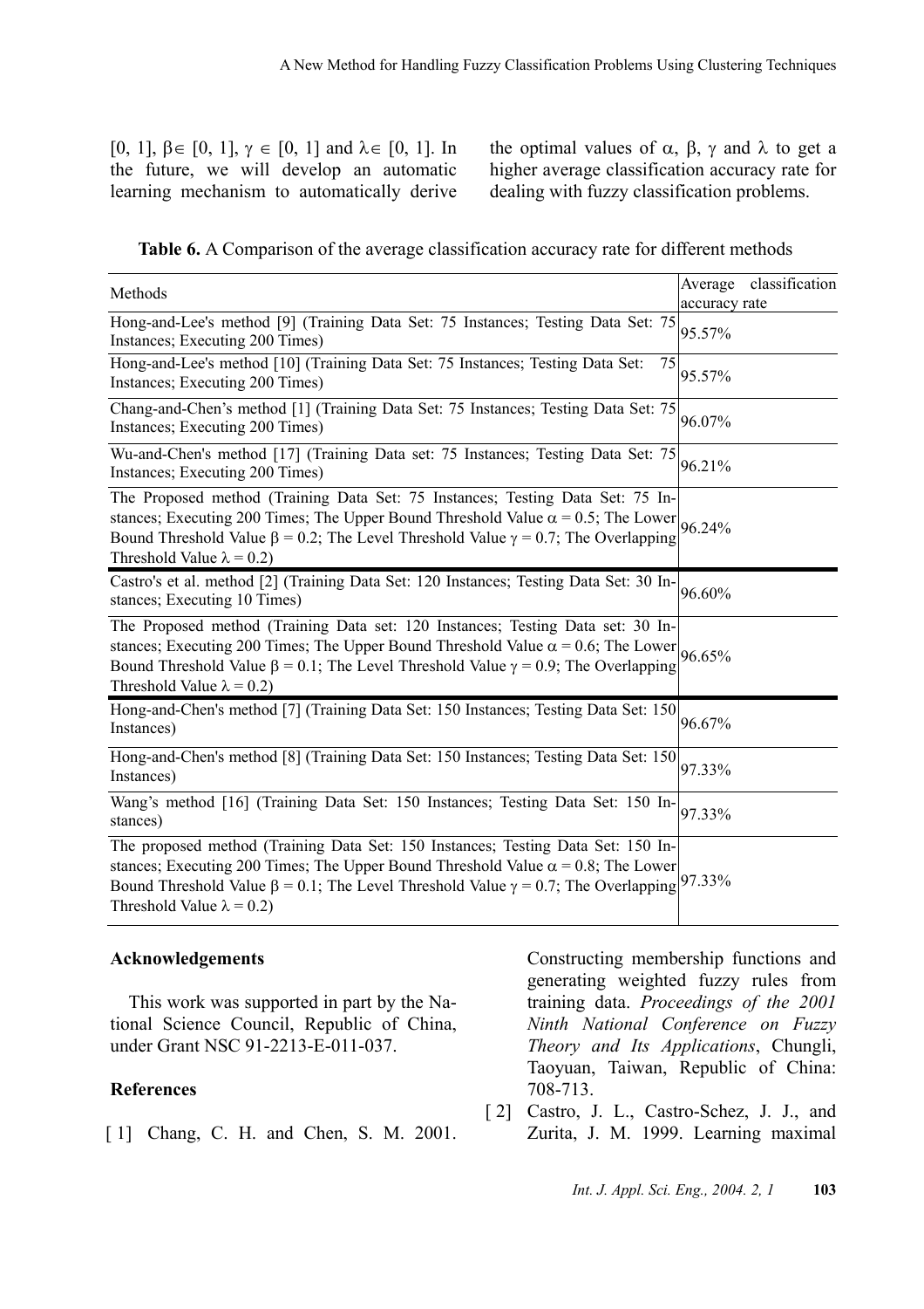[0, 1], $\beta \in [0, 1]$, $\gamma \in [0, 1]$ and $\lambda \in [0, 1]$. In the future, we will develop an automatic learning mechanism to automatically derive the optimal values of $\alpha$, $\beta$, $\gamma$ and $\lambda$ to get a higher average classification accuracy rate for dealing with fuzzy classification problems.

**Table 6.** A Comparison of the average classification accuracy rate for different methods

| Methods | Average classification accuracy rate |
|---|---|
| Hong-and-Lee's method [9] (Training Data Set: 75 Instances; Testing Data Set: 75 Instances; Executing 200 Times) | 95.57% |
| Hong-and-Lee's method [10] (Training Data Set: 75 Instances; Testing Data Set: 75 Instances; Executing 200 Times) | 95.57% |
| Chang-and-Chen's method [1] (Training Data Set: 75 Instances; Testing Data Set: 75 Instances; Executing 200 Times) | 96.07% |
| Wu-and-Chen's method [17] (Training Data set: 75 Instances; Testing Data Set: 75 Instances; Executing 200 Times) | 96.21% |
| The Proposed method (Training Data Set: 75 Instances; Testing Data Set: 75 Instances; Executing 200 Times; The Upper Bound Threshold Value $\alpha = 0.5$; The Lower Bound Threshold Value $\beta = 0.2$; The Level Threshold Value $\gamma = 0.7$; The Overlapping Threshold Value $\lambda = 0.2$) | 96.24% |
| Castro's et al. method [2] (Training Data Set: 120 Instances; Testing Data Set: 30 Instances; Executing 10 Times) | 96.60% |
| The Proposed method (Training Data set: 120 Instances; Testing Data set: 30 Instances; Executing 200 Times; The Upper Bound Threshold Value $\alpha = 0.6$; The Lower Bound Threshold Value $\beta = 0.1$; The Level Threshold Value $\gamma = 0.9$; The Overlapping Threshold Value $\lambda = 0.2$) | 96.65% |
| Hong-and-Chen's method [7] (Training Data Set: 150 Instances; Testing Data Set: 150 Instances) | 96.67% |
| Hong-and-Chen's method [8] (Training Data Set: 150 Instances; Testing Data Set: 150 Instances) | 97.33% |
| Wang's method [16] (Training Data Set: 150 Instances; Testing Data Set: 150 Instances) | 97.33% |
| The proposed method (Training Data Set: 150 Instances; Testing Data Set: 150 Instances; Executing 200 Times; The Upper Bound Threshold Value $\alpha = 0.8$; The Lower Bound Threshold Value $\beta = 0.1$; The Level Threshold Value $\gamma = 0.7$; The Overlapping Threshold Value $\lambda = 0.2$) | 97.33% |

## Acknowledgements

This work was supported in part by the National Science Council, Republic of China, under Grant NSC 91-2213-E-011-037.

## References

[1] Chang, C. H. and Chen, S. M. 2001. Constructing membership functions and generating weighted fuzzy rules from training data. *Proceedings of the 2001 Ninth National Conference on Fuzzy Theory and Its Applications*, Chungli, Taoyuan, Taiwan, Republic of China: 708-713.

[2] Castro, J. L., Castro-Schez, J. J., and Zurita, J. M. 1999. Learning maximal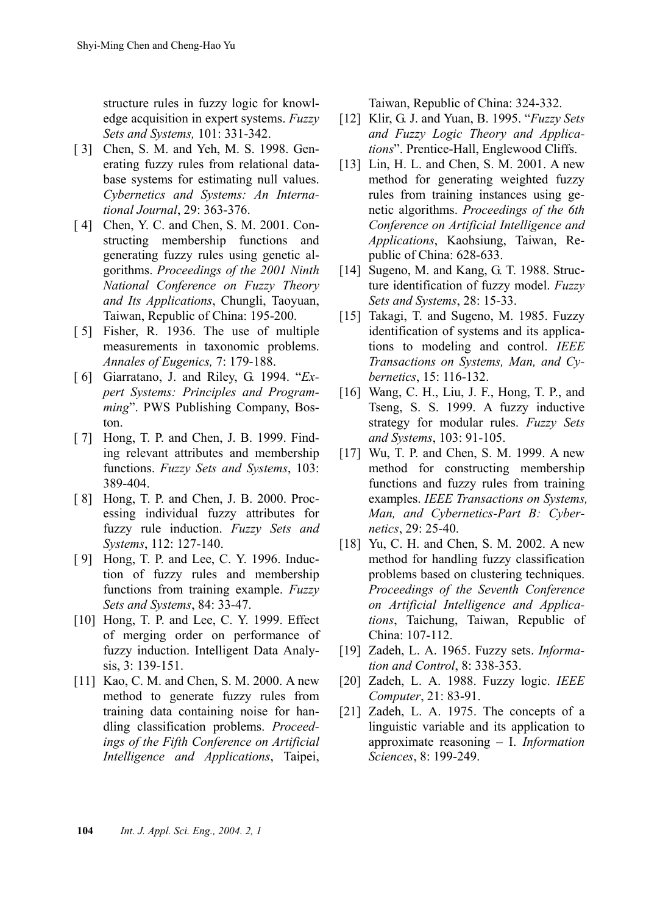structure rules in fuzzy logic for knowledge acquisition in expert systems. *Fuzzy Sets and Systems,* 101: 331-342.

[ 3] Chen, S. M. and Yeh, M. S. 1998. Generating fuzzy rules from relational database systems for estimating null values. *Cybernetics and Systems: An International Journal*, 29: 363-376.

[ 4] Chen, Y. C. and Chen, S. M. 2001. Constructing membership functions and generating fuzzy rules using genetic algorithms. *Proceedings of the 2001 Ninth National Conference on Fuzzy Theory and Its Applications*, Chungli, Taoyuan, Taiwan, Republic of China: 195-200.

[ 5] Fisher, R. 1936. The use of multiple measurements in taxonomic problems. *Annales of Eugenics,* 7: 179-188.

[ 6] Giarratano, J. and Riley, G. 1994. "*Expert Systems: Principles and Programming*". PWS Publishing Company, Boston.

[ 7] Hong, T. P. and Chen, J. B. 1999. Finding relevant attributes and membership functions. *Fuzzy Sets and Systems*, 103: 389-404.

[ 8] Hong, T. P. and Chen, J. B. 2000. Processing individual fuzzy attributes for fuzzy rule induction. *Fuzzy Sets and Systems*, 112: 127-140.

[ 9] Hong, T. P. and Lee, C. Y. 1996. Induction of fuzzy rules and membership functions from training example. *Fuzzy Sets and Systems*, 84: 33-47.

[10] Hong, T. P. and Lee, C. Y. 1999. Effect of merging order on performance of fuzzy induction. Intelligent Data Analysis, 3: 139-151.

[11] Kao, C. M. and Chen, S. M. 2000. A new method to generate fuzzy rules from training data containing noise for handling classification problems. *Proceedings of the Fifth Conference on Artificial Intelligence and Applications*, Taipei, Taiwan, Republic of China: 324-332.

[12] Klir, G. J. and Yuan, B. 1995. "*Fuzzy Sets and Fuzzy Logic Theory and Applications*". Prentice-Hall, Englewood Cliffs.

[13] Lin, H. L. and Chen, S. M. 2001. A new method for generating weighted fuzzy rules from training instances using genetic algorithms. *Proceedings of the 6th Conference on Artificial Intelligence and Applications*, Kaohsiung, Taiwan, Republic of China: 628-633.

[14] Sugeno, M. and Kang, G. T. 1988. Structure identification of fuzzy model. *Fuzzy Sets and Systems*, 28: 15-33.

[15] Takagi, T. and Sugeno, M. 1985. Fuzzy identification of systems and its applications to modeling and control. *IEEE Transactions on Systems, Man, and Cybernetics*, 15: 116-132.

[16] Wang, C. H., Liu, J. F., Hong, T. P., and Tseng, S. S. 1999. A fuzzy inductive strategy for modular rules. *Fuzzy Sets and Systems*, 103: 91-105.

[17] Wu, T. P. and Chen, S. M. 1999. A new method for constructing membership functions and fuzzy rules from training examples. *IEEE Transactions on Systems, Man, and Cybernetics-Part B: Cybernetics*, 29: 25-40.

[18] Yu, C. H. and Chen, S. M. 2002. A new method for handling fuzzy classification problems based on clustering techniques. *Proceedings of the Seventh Conference on Artificial Intelligence and Applications*, Taichung, Taiwan, Republic of China: 107-112.

[19] Zadeh, L. A. 1965. Fuzzy sets. *Information and Control*, 8: 338-353.

[20] Zadeh, L. A. 1988. Fuzzy logic. *IEEE Computer*, 21: 83-91.

[21] Zadeh, L. A. 1975. The concepts of a linguistic variable and its application to approximate reasoning – I. *Information Sciences*, 8: 199-249.